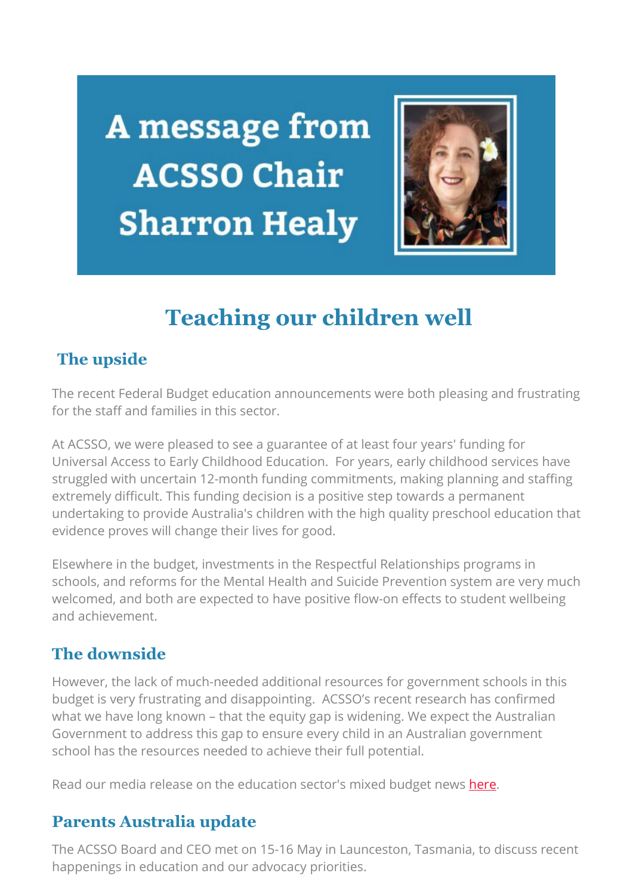# A message from ACSSO Chair Sharron Healy

## Teaching our children well

### The upside

The recent Federal Budget education announcements were both pleasing and frustrating for the staff and families in this sector.

At ACSSO, we were pleased to see a guarantee of at least four years' funding for Universal Access to Early Childhood Education. For years, early childhood services have struggled with uncertain 12-month funding commitments, making planning and staffing extremely difficult. This funding decision is a positive step towards a permanent undertaking to provide Australia's children with the high quality preschool education that evidence proves will change their lives for good.

Elsewhere in the budget, investments in the Respectful Relationships programs in schools, and reforms for the Mental Health and Suicide Prevention system are very much welcomed, and both are expected to have positive flow-on effects to student wellbeing and achievement.

### The downside

However, the lack of much-needed additional resources for government schools in this budget is very frustrating and disappointing. ACSSO's recent research has confirmed what we have long known – that the equity gap is widening. We expect the Australian Government to address this gap to ensure every child in an Australian government school has the resources needed to achieve their full potential.

Read our media release on the education sector's mixed budget news here.

### Parents Australia update

The ACSSO Board and CEO met on 15-16 May in Launceston, Tasmania, to discuss recent happenings in education and our advocacy priorities.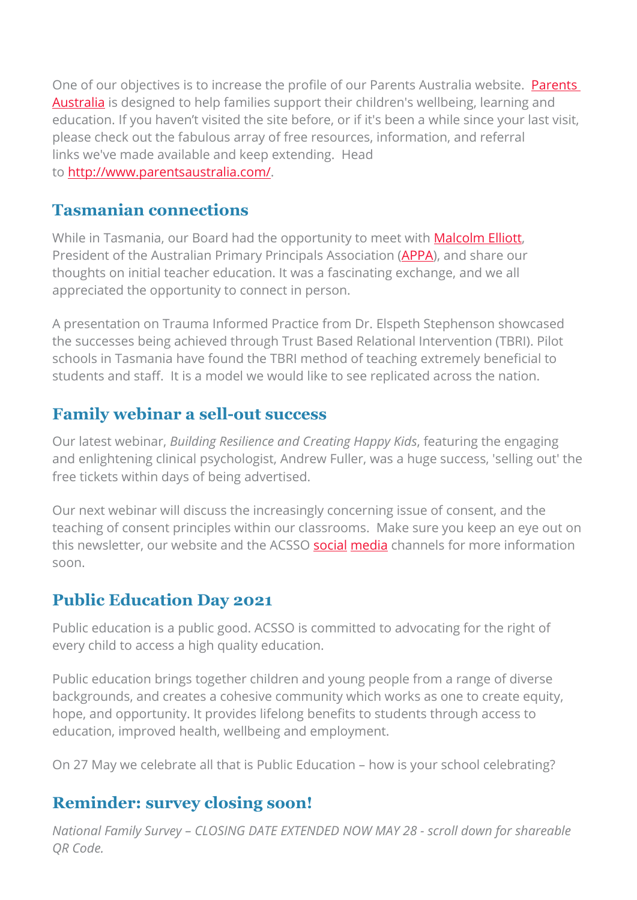One of our objectives is to increase the profile of our Parents Australia website. [Parents Australia] is designed to help families support their children's wellbeing, learning and education. If you haven't visited the site before, or if it's been a while since your last visit, please check out the fabulous array of free resources, information, and referral links we've made available and keep extending. Head to http://www.parentsaustralia.com/.

## Tasmanian connections

While in Tasmania, our Board had the opportunity to meet with Malcolm Elliott, President of the Australian Primary Principals Association (APPA), and share our thoughts on initial teacher education. It was a fascinating exchange, and we all appreciated the opportunity to connect in person.

A presentation on Trauma Informed Practice from Dr. Elspeth Stephenson showcased the successes being achieved through Trust Based Relational Intervention (TBRI). Pilot schools in Tasmania have found the TBRI method of teaching extremely beneficial to students and staff. It is a model we would like to see replicated across the nation.

## Family webinar a sell-out success

Our latest webinar, *Building Resilience and Creating Happy Kids*, featuring the engaging and enlightening clinical psychologist, Andrew Fuller, was a huge success, 'selling out' the free tickets within days of being advertised.

Our next webinar will discuss the increasingly concerning issue of consent, and the teaching of consent principles within our classrooms. Make sure you keep an eye out on this newsletter, our website and the ACSSO social media channels for more information soon.

## Public Education Day 2021

Public education is a public good. ACSSO is committed to advocating for the right of every child to access a high quality education.

Public education brings together children and young people from a range of diverse backgrounds, and creates a cohesive community which works as one to create equity, hope, and opportunity. It provides lifelong benefits to students through access to education, improved health, wellbeing and employment.

On 27 May we celebrate all that is Public Education – how is your school celebrating?

## Reminder: survey closing soon!

*National Family Survey – CLOSING DATE EXTENDED NOW MAY 28 - scroll down for shareable QR Code.*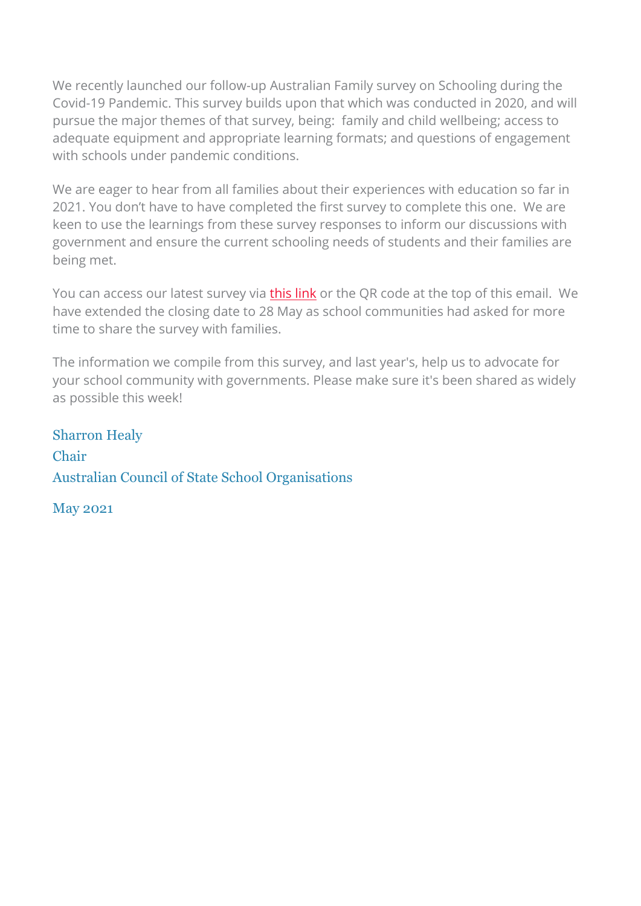We recently launched our follow-up Australian Family survey on Schooling during the Covid-19 Pandemic. This survey builds upon that which was conducted in 2020, and will pursue the major themes of that survey, being: family and child wellbeing; access to adequate equipment and appropriate learning formats; and questions of engagement with schools under pandemic conditions.

We are eager to hear from all families about their experiences with education so far in 2021. You don't have to have completed the first survey to complete this one. We are keen to use the learnings from these survey responses to inform our discussions with government and ensure the current schooling needs of students and their families are being met.

You can access our latest survey via this link or the QR code at the top of this email. We have extended the closing date to 28 May as school communities had asked for more time to share the survey with families.

The information we compile from this survey, and last year's, help us to advocate for your school community with governments. Please make sure it's been shared as widely as possible this week!

Sharron Healy
Chair
Australian Council of State School Organisations

May 2021